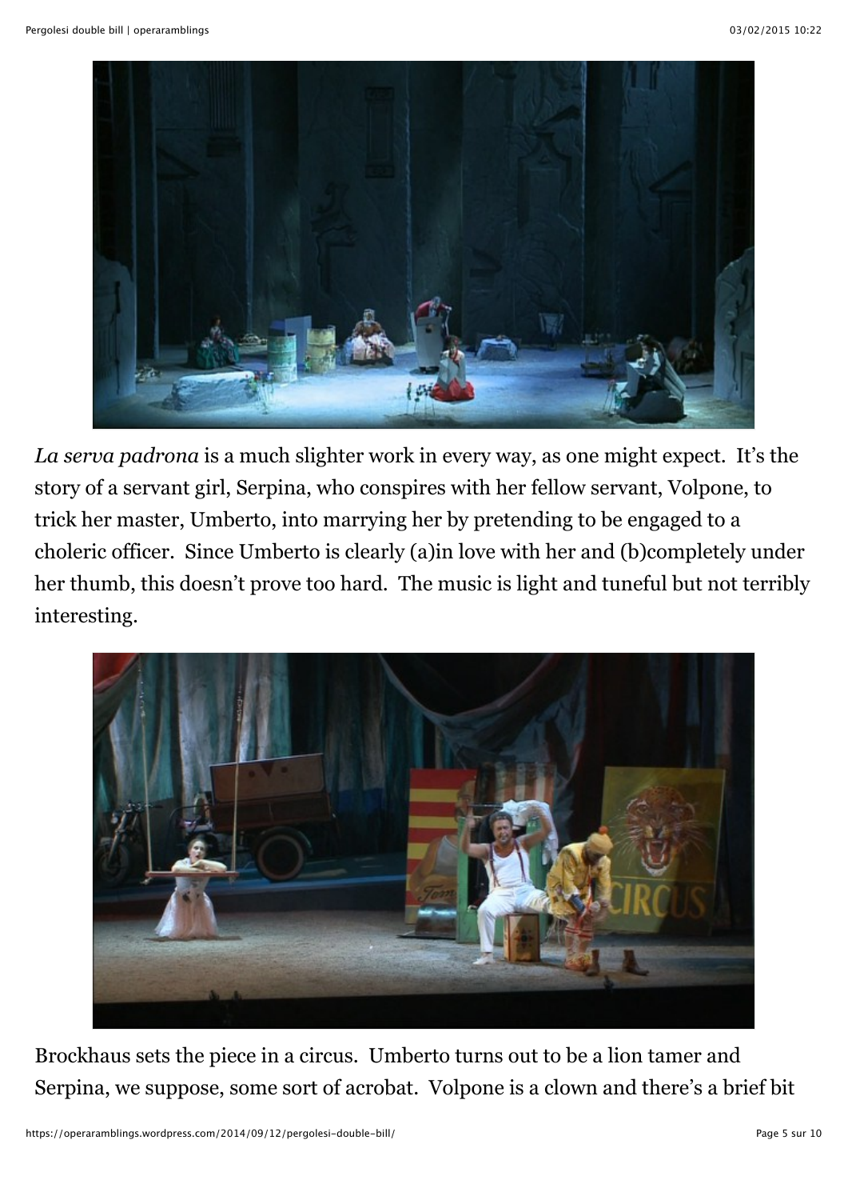*La serva padrona* is a much slighter work in every way, as one might expect. It's the story of a servant girl, Serpina, who conspires with her fellow servant, Volpone, to trick her master, Umberto, into marrying her by pretending to be engaged to a choleric officer. Since Umberto is clearly (a)in love with her and (b)completely under her thumb, this doesn't prove too hard. The music is light and tuneful but not terribly interesting.

Brockhaus sets the piece in a circus. Umberto turns out to be a lion tamer and Serpina, we suppose, some sort of acrobat. Volpone is a clown and there's a brief bit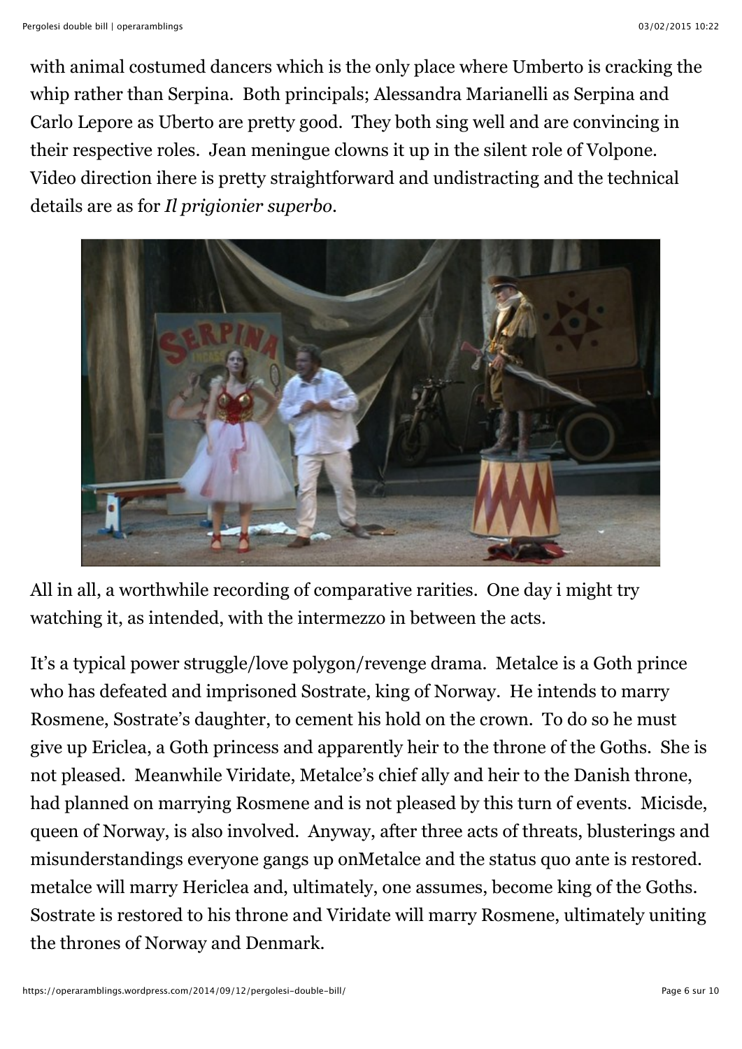with animal costumed dancers which is the only place where Umberto is cracking the whip rather than Serpina. Both principals; Alessandra Marianelli as Serpina and Carlo Lepore as Uberto are pretty good. They both sing well and are convincing in their respective roles. Jean meningue clowns it up in the silent role of Volpone. Video direction ihere is pretty straightforward and undistracting and the technical details are as for *Il prigionier superbo*.

All in all, a worthwhile recording of comparative rarities. One day i might try watching it, as intended, with the intermezzo in between the acts.

It's a typical power struggle/love polygon/revenge drama. Metalce is a Goth prince who has defeated and imprisoned Sostrate, king of Norway. He intends to marry Rosmene, Sostrate's daughter, to cement his hold on the crown. To do so he must give up Ericlea, a Goth princess and apparently heir to the throne of the Goths. She is not pleased. Meanwhile Viridate, Metalce's chief ally and heir to the Danish throne, had planned on marrying Rosmene and is not pleased by this turn of events. Micisde, queen of Norway, is also involved. Anyway, after three acts of threats, blusterings and misunderstandings everyone gangs up onMetalce and the status quo ante is restored. metalce will marry Hericlea and, ultimately, one assumes, become king of the Goths. Sostrate is restored to his throne and Viridate will marry Rosmene, ultimately uniting the thrones of Norway and Denmark.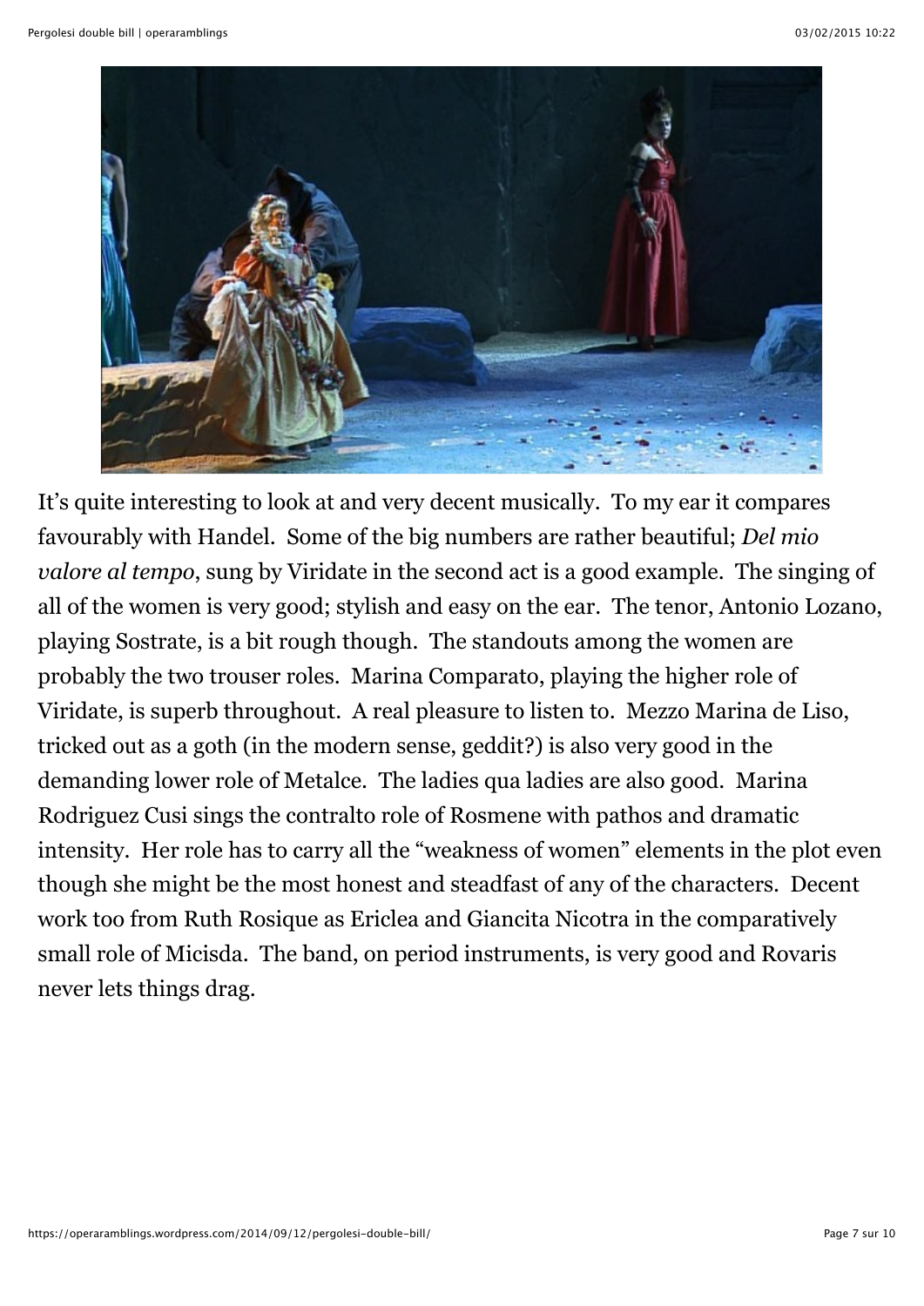It's quite interesting to look at and very decent musically. To my ear it compares favourably with Handel. Some of the big numbers are rather beautiful; *Del mio valore al tempo*, sung by Viridate in the second act is a good example. The singing of all of the women is very good; stylish and easy on the ear. The tenor, Antonio Lozano, playing Sostrate, is a bit rough though. The standouts among the women are probably the two trouser roles. Marina Comparato, playing the higher role of Viridate, is superb throughout. A real pleasure to listen to. Mezzo Marina de Liso, tricked out as a goth (in the modern sense, geddit?) is also very good in the demanding lower role of Metalce. The ladies qua ladies are also good. Marina Rodriguez Cusi sings the contralto role of Rosmene with pathos and dramatic intensity. Her role has to carry all the "weakness of women" elements in the plot even though she might be the most honest and steadfast of any of the characters. Decent work too from Ruth Rosique as Ericlea and Giancita Nicotra in the comparatively small role of Micisda. The band, on period instruments, is very good and Rovaris never lets things drag.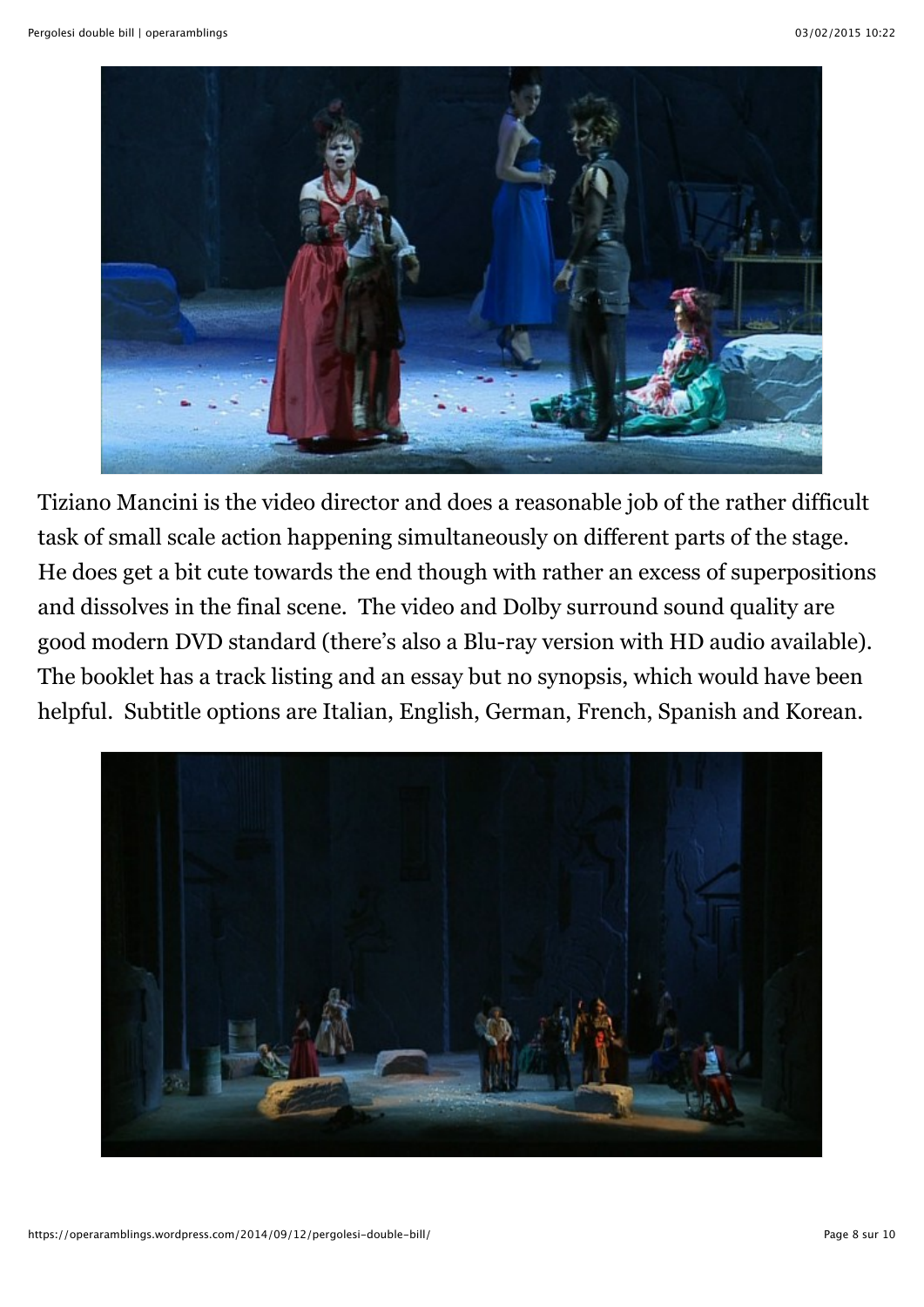Tiziano Mancini is the video director and does a reasonable job of the rather difficult task of small scale action happening simultaneously on different parts of the stage. He does get a bit cute towards the end though with rather an excess of superpositions and dissolves in the final scene. The video and Dolby surround sound quality are good modern DVD standard (there's also a Blu-ray version with HD audio available). The booklet has a track listing and an essay but no synopsis, which would have been helpful. Subtitle options are Italian, English, German, French, Spanish and Korean.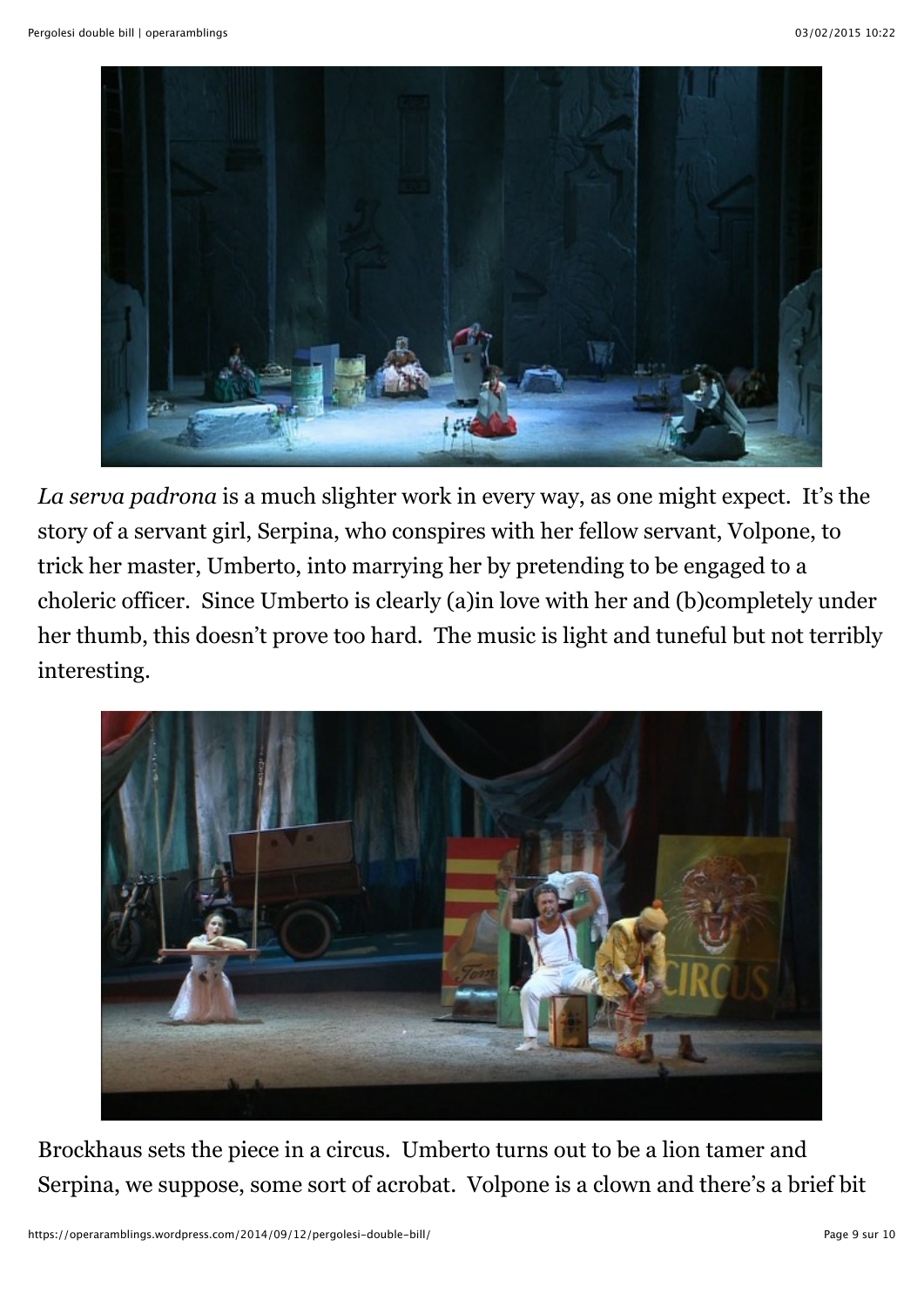*La serva padrona* is a much slighter work in every way, as one might expect. It's the story of a servant girl, Serpina, who conspires with her fellow servant, Volpone, to trick her master, Umberto, into marrying her by pretending to be engaged to a choleric officer. Since Umberto is clearly (a)in love with her and (b)completely under her thumb, this doesn't prove too hard. The music is light and tuneful but not terribly interesting.

Brockhaus sets the piece in a circus. Umberto turns out to be a lion tamer and Serpina, we suppose, some sort of acrobat. Volpone is a clown and there's a brief bit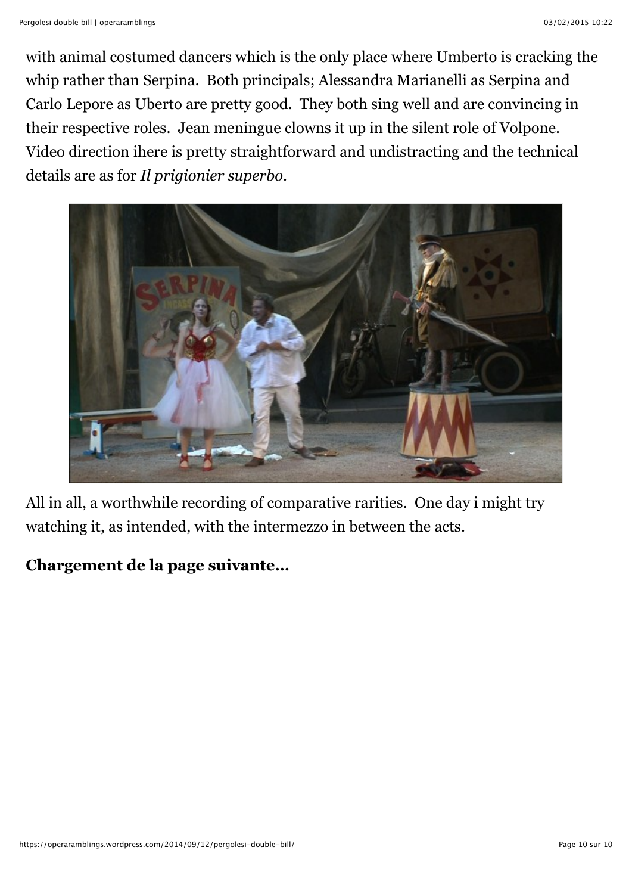with animal costumed dancers which is the only place where Umberto is cracking the whip rather than Serpina. Both principals; Alessandra Marianelli as Serpina and Carlo Lepore as Uberto are pretty good. They both sing well and are convincing in their respective roles. Jean meningue clowns it up in the silent role of Volpone. Video direction ihere is pretty straightforward and undistracting and the technical details are as for *Il prigionier superbo*.

All in all, a worthwhile recording of comparative rarities. One day i might try watching it, as intended, with the intermezzo in between the acts.

**Chargement de la page suivante…**